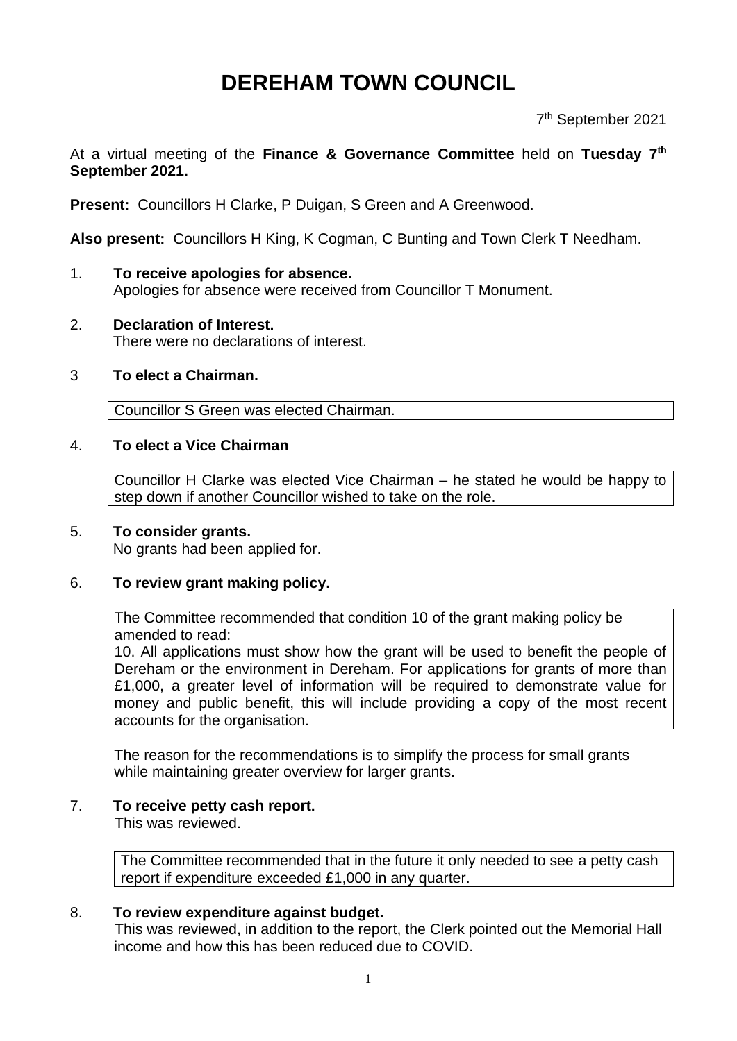# DEREHAM TOWN COUNCIL

7th September 2021

At a virtual meeting of the **Finance & Governance Committee** held on **Tuesday 7th September 2021.**

**Present:** Councillors H Clarke, P Duigan, S Green and A Greenwood.

**Also present:** Councillors H King, K Cogman, C Bunting and Town Clerk T Needham.

1. **To receive apologies for absence.**
   Apologies for absence were received from Councillor T Monument.

2. **Declaration of Interest.**
   There were no declarations of interest.

3 **To elect a Chairman.**

   Councillor S Green was elected Chairman.

4. **To elect a Vice Chairman**

   Councillor H Clarke was elected Vice Chairman – he stated he would be happy to step down if another Councillor wished to take on the role.

5. **To consider grants.**
   No grants had been applied for.

6. **To review grant making policy.**

   The Committee recommended that condition 10 of the grant making policy be amended to read:
   10. All applications must show how the grant will be used to benefit the people of Dereham or the environment in Dereham. For applications for grants of more than £1,000, a greater level of information will be required to demonstrate value for money and public benefit, this will include providing a copy of the most recent accounts for the organisation.

   The reason for the recommendations is to simplify the process for small grants while maintaining greater overview for larger grants.

7. **To receive petty cash report.**
   This was reviewed.

   The Committee recommended that in the future it only needed to see a petty cash report if expenditure exceeded £1,000 in any quarter.

8. **To review expenditure against budget.**
   This was reviewed, in addition to the report, the Clerk pointed out the Memorial Hall income and how this has been reduced due to COVID.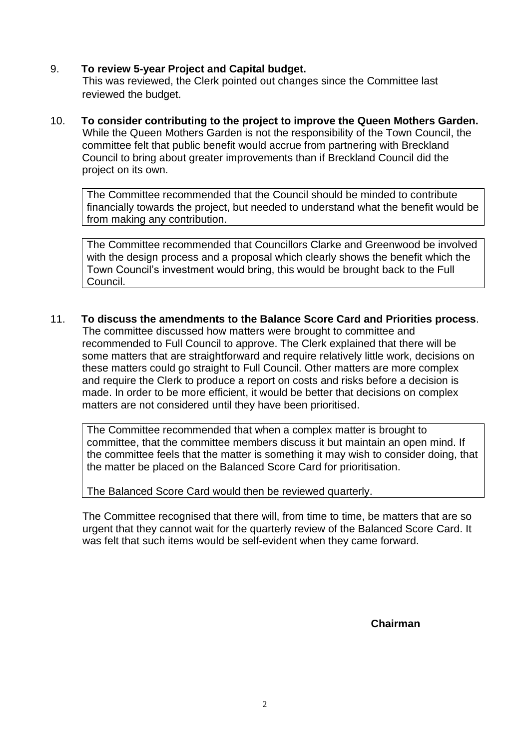9. **To review 5-year Project and Capital budget.**
 This was reviewed, the Clerk pointed out changes since the Committee last reviewed the budget.

10. **To consider contributing to the project to improve the Queen Mothers Garden.**
 While the Queen Mothers Garden is not the responsibility of the Town Council, the committee felt that public benefit would accrue from partnering with Breckland Council to bring about greater improvements than if Breckland Council did the project on its own.

 The Committee recommended that the Council should be minded to contribute financially towards the project, but needed to understand what the benefit would be from making any contribution.

 The Committee recommended that Councillors Clarke and Greenwood be involved with the design process and a proposal which clearly shows the benefit which the Town Council's investment would bring, this would be brought back to the Full Council.

11. **To discuss the amendments to the Balance Score Card and Priorities process**.
 The committee discussed how matters were brought to committee and recommended to Full Council to approve. The Clerk explained that there will be some matters that are straightforward and require relatively little work, decisions on these matters could go straight to Full Council. Other matters are more complex and require the Clerk to produce a report on costs and risks before a decision is made. In order to be more efficient, it would be better that decisions on complex matters are not considered until they have been prioritised.

 The Committee recommended that when a complex matter is brought to committee, that the committee members discuss it but maintain an open mind. If the committee feels that the matter is something it may wish to consider doing, that the matter be placed on the Balanced Score Card for prioritisation.

 The Balanced Score Card would then be reviewed quarterly.

 The Committee recognised that there will, from time to time, be matters that are so urgent that they cannot wait for the quarterly review of the Balanced Score Card. It was felt that such items would be self-evident when they came forward.

**Chairman**